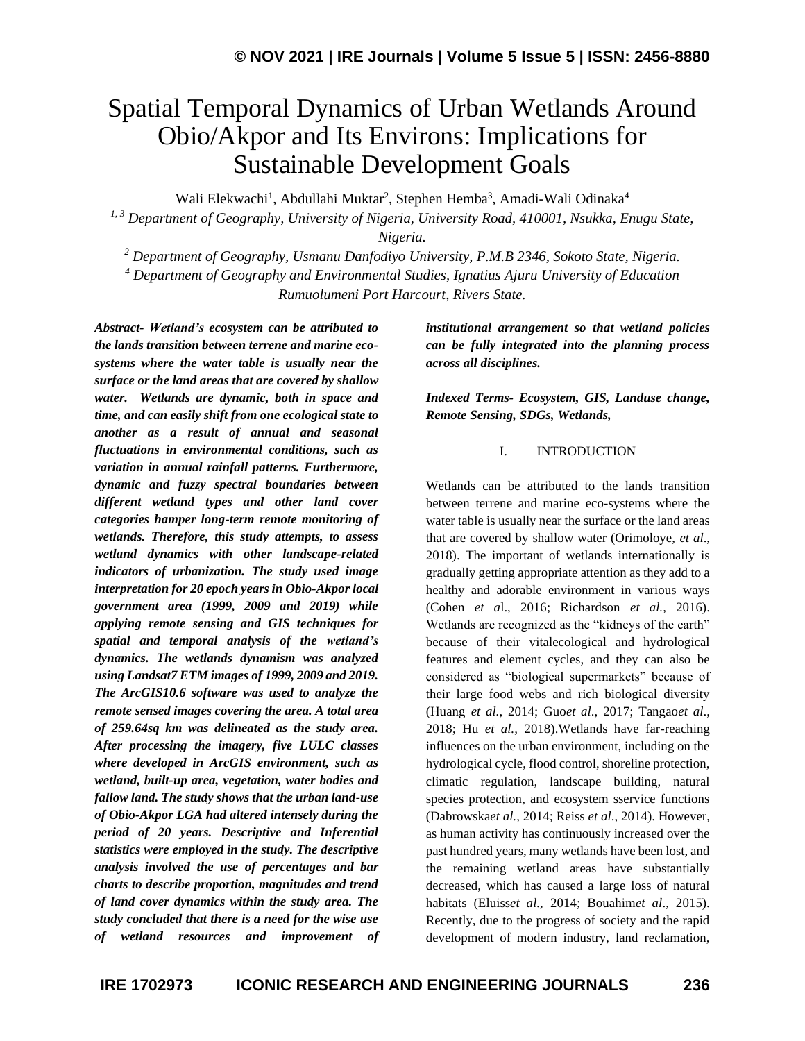# Spatial Temporal Dynamics of Urban Wetlands Around Obio/Akpor and Its Environs: Implications for Sustainable Development Goals

Wali Elekwachi[1], Abdullahi Muktar[2], Stephen Hemba[3], Amadi-Wali Odinaka[4]

*[1, 3] Department of Geography, University of Nigeria, University Road, 410001, Nsukka, Enugu State, Nigeria.*

*[2] Department of Geography, Usmanu Danfodiyo University, P.M.B 2346, Sokoto State, Nigeria.*

*[4] Department of Geography and Environmental Studies, Ignatius Ajuru University of Education Rumuolumeni Port Harcourt, Rivers State.*

***Abstract- Wetland's ecosystem can be attributed to the lands transition between terrene and marine eco-systems where the water table is usually near the surface or the land areas that are covered by shallow water. Wetlands are dynamic, both in space and time, and can easily shift from one ecological state to another as a result of annual and seasonal fluctuations in environmental conditions, such as variation in annual rainfall patterns. Furthermore, dynamic and fuzzy spectral boundaries between different wetland types and other land cover categories hamper long-term remote monitoring of wetlands. Therefore, this study attempts, to assess wetland dynamics with other landscape-related indicators of urbanization. The study used image interpretation for 20 epoch years in Obio-Akpor local government area (1999, 2009 and 2019) while applying remote sensing and GIS techniques for spatial and temporal analysis of the wetland's dynamics. The wetlands dynamism was analyzed using Landsat7 ETM images of 1999, 2009 and 2019. The ArcGIS10.6 software was used to analyze the remote sensed images covering the area. A total area of 259.64sq km was delineated as the study area. After processing the imagery, five LULC classes where developed in ArcGIS environment, such as wetland, built-up area, vegetation, water bodies and fallow land. The study shows that the urban land-use of Obio-Akpor LGA had altered intensely during the period of 20 years. Descriptive and Inferential statistics were employed in the study. The descriptive analysis involved the use of percentages and bar charts to describe proportion, magnitudes and trend of land cover dynamics within the study area. The study concluded that there is a need for the wise use of wetland resources and improvement of institutional arrangement so that wetland policies can be fully integrated into the planning process across all disciplines.***

***Indexed Terms- Ecosystem, GIS, Landuse change, Remote Sensing, SDGs, Wetlands,***

## I. INTRODUCTION

Wetlands can be attributed to the lands transition between terrene and marine eco-systems where the water table is usually near the surface or the land areas that are covered by shallow water (Orimoloye, *et al*., 2018). The important of wetlands internationally is gradually getting appropriate attention as they add to a healthy and adorable environment in various ways (Cohen *et a*l., 2016; Richardson *et al.,* 2016). Wetlands are recognized as the "kidneys of the earth" because of their vitalecological and hydrological features and element cycles, and they can also be considered as "biological supermarkets" because of their large food webs and rich biological diversity (Huang *et al.,* 2014; Guo*et al*., 2017; Tangao*et al*., 2018; Hu *et al.,* 2018).Wetlands have far-reaching influences on the urban environment, including on the hydrological cycle, flood control, shoreline protection, climatic regulation, landscape building, natural species protection, and ecosystem sservice functions (Dabrowska*et al.,* 2014; Reiss *et al*., 2014). However, as human activity has continuously increased over the past hundred years, many wetlands have been lost, and the remaining wetland areas have substantially decreased, which has caused a large loss of natural habitats (Eluiss*et al.,* 2014; Bouahim*et al*., 2015). Recently, due to the progress of society and the rapid development of modern industry, land reclamation,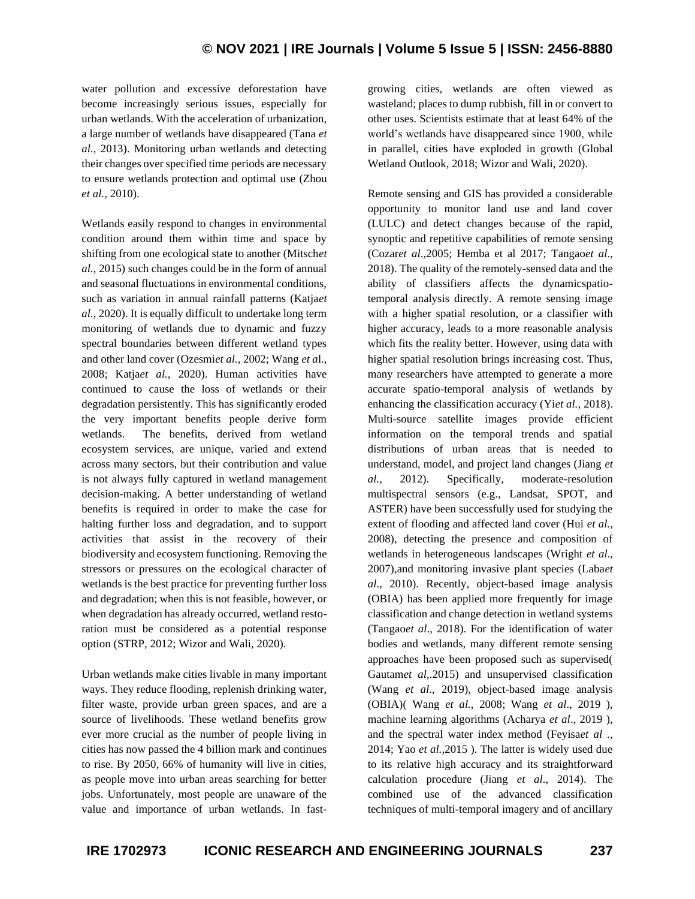water pollution and excessive deforestation have become increasingly serious issues, especially for urban wetlands. With the acceleration of urbanization, a large number of wetlands have disappeared (Tana *et al.,* 2013). Monitoring urban wetlands and detecting their changes over specified time periods are necessary to ensure wetlands protection and optimal use (Zhou *et al.,* 2010).

Wetlands easily respond to changes in environmental condition around them within time and space by shifting from one ecological state to another (Mitsch*et al.,* 2015) such changes could be in the form of annual and seasonal fluctuations in environmental conditions, such as variation in annual rainfall patterns (Katja*et al.,* 2020). It is equally difficult to undertake long term monitoring of wetlands due to dynamic and fuzzy spectral boundaries between different wetland types and other land cover (Ozesmi*et al.,* 2002; Wang *et a*l., 2008; Katja*et al.,* 2020). Human activities have continued to cause the loss of wetlands or their degradation persistently. This has significantly eroded the very important benefits people derive form wetlands. The benefits, derived from wetland ecosystem services, are unique, varied and extend across many sectors, but their contribution and value is not always fully captured in wetland management decision-making. A better understanding of wetland benefits is required in order to make the case for halting further loss and degradation, and to support activities that assist in the recovery of their biodiversity and ecosystem functioning. Removing the stressors or pressures on the ecological character of wetlands is the best practice for preventing further loss and degradation; when this is not feasible, however, or when degradation has already occurred, wetland restoration must be considered as a potential response option (STRP, 2012; Wizor and Wali, 2020).

Urban wetlands make cities livable in many important ways. They reduce flooding, replenish drinking water, filter waste, provide urban green spaces, and are a source of livelihoods. These wetland benefits grow ever more crucial as the number of people living in cities has now passed the 4 billion mark and continues to rise. By 2050, 66% of humanity will live in cities, as people move into urban areas searching for better jobs. Unfortunately, most people are unaware of the value and importance of urban wetlands. In fast-growing cities, wetlands are often viewed as wasteland; places to dump rubbish, fill in or convert to other uses. Scientists estimate that at least 64% of the world's wetlands have disappeared since 1900, while in parallel, cities have exploded in growth (Global Wetland Outlook, 2018; Wizor and Wali, 2020).

Remote sensing and GIS has provided a considerable opportunity to monitor land use and land cover (LULC) and detect changes because of the rapid, synoptic and repetitive capabilities of remote sensing (Cozar*et al*.,2005; Hemba et al 2017; Tangao*et al*., 2018). The quality of the remotely-sensed data and the ability of classifiers affects the dynamicspatio-temporal analysis directly. A remote sensing image with a higher spatial resolution, or a classifier with higher accuracy, leads to a more reasonable analysis which fits the reality better. However, using data with higher spatial resolution brings increasing cost. Thus, many researchers have attempted to generate a more accurate spatio-temporal analysis of wetlands by enhancing the classification accuracy (Yi*et al.,* 2018). Multi-source satellite images provide efficient information on the temporal trends and spatial distributions of urban areas that is needed to understand, model, and project land changes (Jiang *et al.,* 2012). Specifically, moderate-resolution multispectral sensors (e.g., Landsat, SPOT, and ASTER) have been successfully used for studying the extent of flooding and affected land cover (Hui *et al.*, 2008), detecting the presence and composition of wetlands in heterogeneous landscapes (Wright *et al*., 2007),and monitoring invasive plant species (Laba*et al*., 2010). Recently, object-based image analysis (OBIA) has been applied more frequently for image classification and change detection in wetland systems (Tangao*et al*., 2018). For the identification of water bodies and wetlands, many different remote sensing approaches have been proposed such as supervised( Gautam*et al*,.2015) and unsupervised classification (Wang *et al*., 2019), object-based image analysis (OBIA)( Wang *et al.,* 2008; Wang *et al*., 2019 ), machine learning algorithms (Acharya *et al*., 2019 ), and the spectral water index method (Feyisa*et al* ., 2014; Yao *et al.*,2015 ). The latter is widely used due to its relative high accuracy and its straightforward calculation procedure (Jiang *et al*., 2014). The combined use of the advanced classification techniques of multi-temporal imagery and of ancillary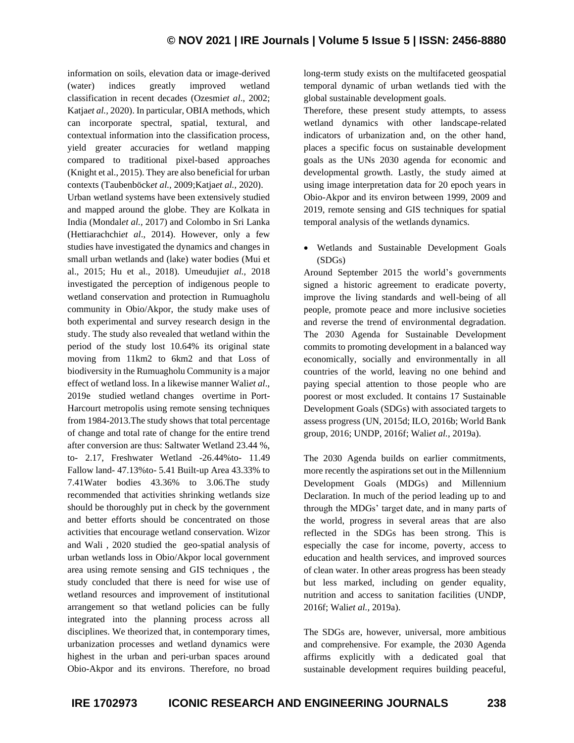information on soils, elevation data or image-derived (water) indices greatly improved wetland classification in recent decades (Ozesmi*et al*., 2002; Katja*et al.,* 2020). In particular, OBIA methods, which can incorporate spectral, spatial, textural, and contextual information into the classification process, yield greater accuracies for wetland mapping compared to traditional pixel-based approaches (Knight et al., 2015). They are also beneficial for urban contexts (Taubenböck*et al.,* 2009;Katja*et al.,* 2020).

Urban wetland systems have been extensively studied and mapped around the globe. They are Kolkata in India (Mondal*et al.,* 2017) and Colombo in Sri Lanka (Hettiarachchi*et al*., 2014). However, only a few studies have investigated the dynamics and changes in small urban wetlands and (lake) water bodies (Mui et al., 2015; Hu et al., 2018). Umeuduji*et al.,* 2018 investigated the perception of indigenous people to wetland conservation and protection in Rumuagholu community in Obio/Akpor, the study make uses of both experimental and survey research design in the study. The study also revealed that wetland within the period of the study lost 10.64% its original state moving from 11km2 to 6km2 and that Loss of biodiversity in the Rumuagholu Community is a major effect of wetland loss. In a likewise manner Wali*et al*., 2019e studied wetland changes overtime in Port-Harcourt metropolis using remote sensing techniques from 1984-2013.The study shows that total percentage of change and total rate of change for the entire trend after conversion are thus: Saltwater Wetland 23.44 %, to- 2.17, Freshwater Wetland -26.44%to- 11.49 Fallow land- 47.13%to- 5.41 Built-up Area 43.33% to 7.41Water bodies 43.36% to 3.06.The study recommended that activities shrinking wetlands size should be thoroughly put in check by the government and better efforts should be concentrated on those activities that encourage wetland conservation. Wizor and Wali , 2020 studied the geo-spatial analysis of urban wetlands loss in Obio/Akpor local government area using remote sensing and GIS techniques , the study concluded that there is need for wise use of wetland resources and improvement of institutional arrangement so that wetland policies can be fully integrated into the planning process across all disciplines. We theorized that, in contemporary times, urbanization processes and wetland dynamics were highest in the urban and peri-urban spaces around Obio-Akpor and its environs. Therefore, no broad long-term study exists on the multifaceted geospatial temporal dynamic of urban wetlands tied with the global sustainable development goals.

Therefore, these present study attempts, to assess wetland dynamics with other landscape-related indicators of urbanization and, on the other hand, places a specific focus on sustainable development goals as the UNs 2030 agenda for economic and developmental growth. Lastly, the study aimed at using image interpretation data for 20 epoch years in Obio-Akpor and its environ between 1999, 2009 and 2019, remote sensing and GIS techniques for spatial temporal analysis of the wetlands dynamics.

- Wetlands and Sustainable Development Goals (SDGs)

Around September 2015 the world's governments signed a historic agreement to eradicate poverty, improve the living standards and well-being of all people, promote peace and more inclusive societies and reverse the trend of environmental degradation. The 2030 Agenda for Sustainable Development commits to promoting development in a balanced way economically, socially and environmentally in all countries of the world, leaving no one behind and paying special attention to those people who are poorest or most excluded. It contains 17 Sustainable Development Goals (SDGs) with associated targets to assess progress (UN, 2015d; ILO, 2016b; World Bank group, 2016; UNDP, 2016f; Wali*et al.,* 2019a).

The 2030 Agenda builds on earlier commitments, more recently the aspirations set out in the Millennium Development Goals (MDGs) and Millennium Declaration. In much of the period leading up to and through the MDGs' target date, and in many parts of the world, progress in several areas that are also reflected in the SDGs has been strong. This is especially the case for income, poverty, access to education and health services, and improved sources of clean water. In other areas progress has been steady but less marked, including on gender equality, nutrition and access to sanitation facilities (UNDP, 2016f; Wali*et al.,* 2019a).

The SDGs are, however, universal, more ambitious and comprehensive. For example, the 2030 Agenda affirms explicitly with a dedicated goal that sustainable development requires building peaceful,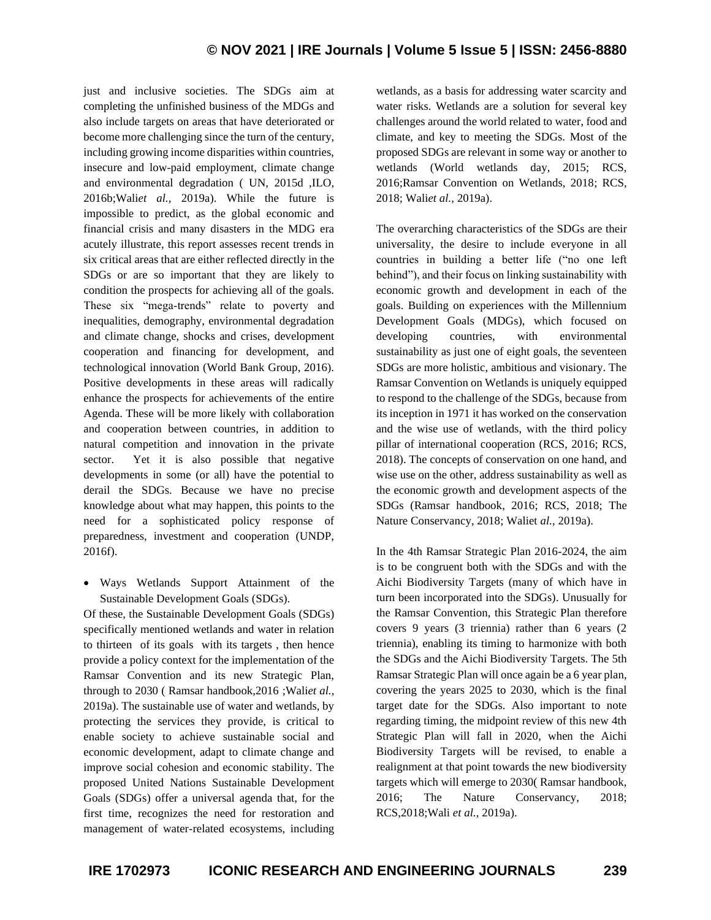just and inclusive societies. The SDGs aim at completing the unfinished business of the MDGs and also include targets on areas that have deteriorated or become more challenging since the turn of the century, including growing income disparities within countries, insecure and low-paid employment, climate change and environmental degradation ( UN, 2015d ,ILO, 2016b;Wali*et al.,* 2019a). While the future is impossible to predict, as the global economic and financial crisis and many disasters in the MDG era acutely illustrate, this report assesses recent trends in six critical areas that are either reflected directly in the SDGs or are so important that they are likely to condition the prospects for achieving all of the goals. These six "mega-trends" relate to poverty and inequalities, demography, environmental degradation and climate change, shocks and crises, development cooperation and financing for development, and technological innovation (World Bank Group, 2016). Positive developments in these areas will radically enhance the prospects for achievements of the entire Agenda. These will be more likely with collaboration and cooperation between countries, in addition to natural competition and innovation in the private sector. Yet it is also possible that negative developments in some (or all) have the potential to derail the SDGs. Because we have no precise knowledge about what may happen, this points to the need for a sophisticated policy response of preparedness, investment and cooperation (UNDP, 2016f).

- Ways Wetlands Support Attainment of the Sustainable Development Goals (SDGs).

Of these, the Sustainable Development Goals (SDGs) specifically mentioned wetlands and water in relation to thirteen of its goals with its targets , then hence provide a policy context for the implementation of the Ramsar Convention and its new Strategic Plan, through to 2030 ( Ramsar handbook,2016 ;Wali*et al.,* 2019a). The sustainable use of water and wetlands, by protecting the services they provide, is critical to enable society to achieve sustainable social and economic development, adapt to climate change and improve social cohesion and economic stability. The proposed United Nations Sustainable Development Goals (SDGs) offer a universal agenda that, for the first time, recognizes the need for restoration and management of water-related ecosystems, including wetlands, as a basis for addressing water scarcity and water risks. Wetlands are a solution for several key challenges around the world related to water, food and climate, and key to meeting the SDGs. Most of the proposed SDGs are relevant in some way or another to wetlands (World wetlands day, 2015; RCS, 2016;Ramsar Convention on Wetlands, 2018; RCS, 2018; Wali*et al.,* 2019a).

The overarching characteristics of the SDGs are their universality, the desire to include everyone in all countries in building a better life ("no one left behind"), and their focus on linking sustainability with economic growth and development in each of the goals. Building on experiences with the Millennium Development Goals (MDGs), which focused on developing countries, with environmental sustainability as just one of eight goals, the seventeen SDGs are more holistic, ambitious and visionary. The Ramsar Convention on Wetlands is uniquely equipped to respond to the challenge of the SDGs, because from its inception in 1971 it has worked on the conservation and the wise use of wetlands, with the third policy pillar of international cooperation (RCS, 2016; RCS, 2018). The concepts of conservation on one hand, and wise use on the other, address sustainability as well as the economic growth and development aspects of the SDGs (Ramsar handbook, 2016; RCS, 2018; The Nature Conservancy, 2018; Waliet *al.,* 2019a).

In the 4th Ramsar Strategic Plan 2016-2024, the aim is to be congruent both with the SDGs and with the Aichi Biodiversity Targets (many of which have in turn been incorporated into the SDGs). Unusually for the Ramsar Convention, this Strategic Plan therefore covers 9 years (3 triennia) rather than 6 years (2 triennia), enabling its timing to harmonize with both the SDGs and the Aichi Biodiversity Targets. The 5th Ramsar Strategic Plan will once again be a 6 year plan, covering the years 2025 to 2030, which is the final target date for the SDGs. Also important to note regarding timing, the midpoint review of this new 4th Strategic Plan will fall in 2020, when the Aichi Biodiversity Targets will be revised, to enable a realignment at that point towards the new biodiversity targets which will emerge to 2030( Ramsar handbook, 2016; The Nature Conservancy, 2018; RCS,2018;Wali *et al.,* 2019a).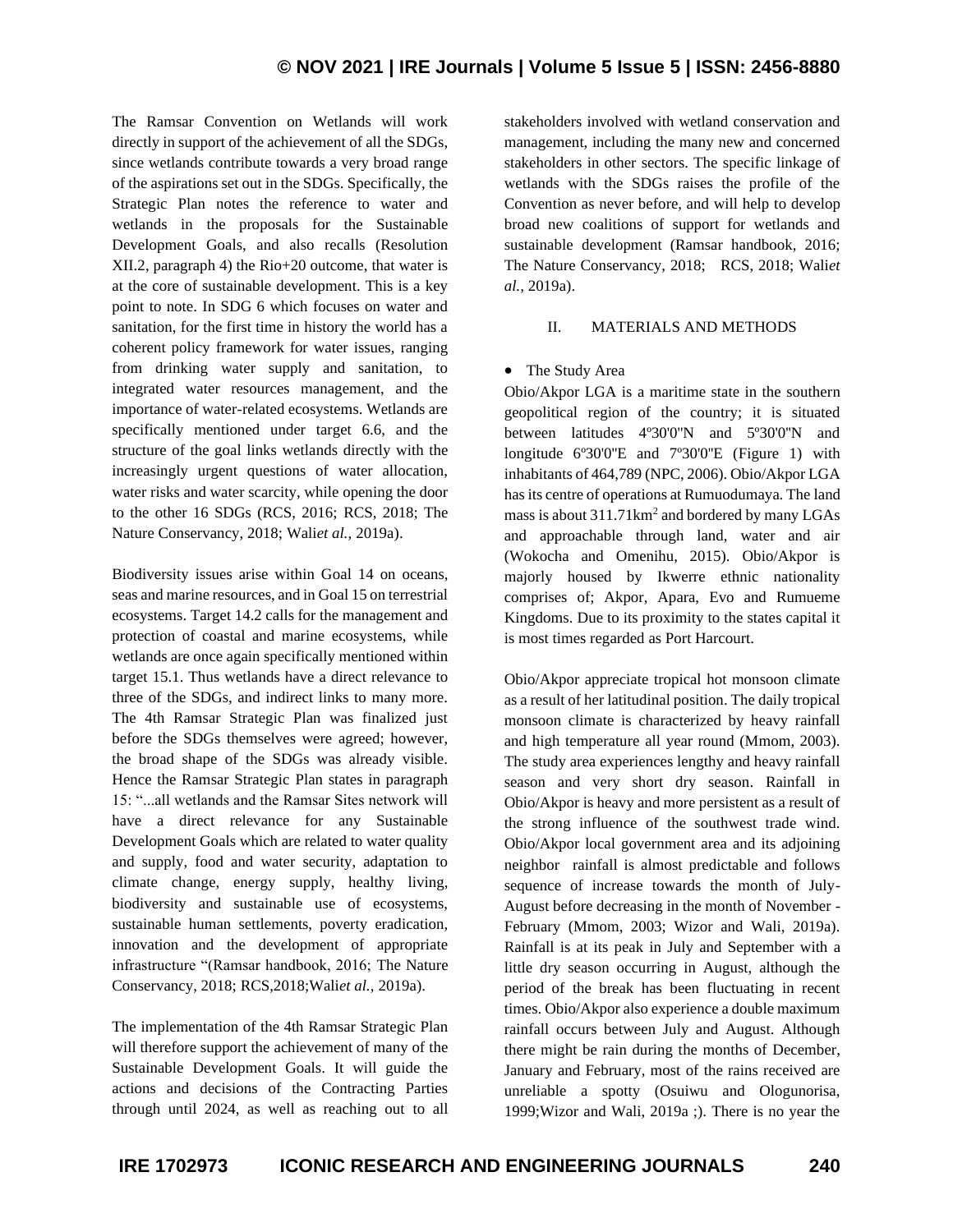The Ramsar Convention on Wetlands will work directly in support of the achievement of all the SDGs, since wetlands contribute towards a very broad range of the aspirations set out in the SDGs. Specifically, the Strategic Plan notes the reference to water and wetlands in the proposals for the Sustainable Development Goals, and also recalls (Resolution XII.2, paragraph 4) the Rio+20 outcome, that water is at the core of sustainable development. This is a key point to note. In SDG 6 which focuses on water and sanitation, for the first time in history the world has a coherent policy framework for water issues, ranging from drinking water supply and sanitation, to integrated water resources management, and the importance of water-related ecosystems. Wetlands are specifically mentioned under target 6.6, and the structure of the goal links wetlands directly with the increasingly urgent questions of water allocation, water risks and water scarcity, while opening the door to the other 16 SDGs (RCS, 2016; RCS, 2018; The Nature Conservancy, 2018; Wali*et al.,* 2019a).

Biodiversity issues arise within Goal 14 on oceans, seas and marine resources, and in Goal 15 on terrestrial ecosystems. Target 14.2 calls for the management and protection of coastal and marine ecosystems, while wetlands are once again specifically mentioned within target 15.1. Thus wetlands have a direct relevance to three of the SDGs, and indirect links to many more. The 4th Ramsar Strategic Plan was finalized just before the SDGs themselves were agreed; however, the broad shape of the SDGs was already visible. Hence the Ramsar Strategic Plan states in paragraph 15: "...all wetlands and the Ramsar Sites network will have a direct relevance for any Sustainable Development Goals which are related to water quality and supply, food and water security, adaptation to climate change, energy supply, healthy living, biodiversity and sustainable use of ecosystems, sustainable human settlements, poverty eradication, innovation and the development of appropriate infrastructure "(Ramsar handbook, 2016; The Nature Conservancy, 2018; RCS,2018;Wali*et al.,* 2019a).

The implementation of the 4th Ramsar Strategic Plan will therefore support the achievement of many of the Sustainable Development Goals. It will guide the actions and decisions of the Contracting Parties through until 2024, as well as reaching out to all stakeholders involved with wetland conservation and management, including the many new and concerned stakeholders in other sectors. The specific linkage of wetlands with the SDGs raises the profile of the Convention as never before, and will help to develop broad new coalitions of support for wetlands and sustainable development (Ramsar handbook, 2016; The Nature Conservancy, 2018; RCS, 2018; Wali*et al.,* 2019a).

## II. MATERIALS AND METHODS

- The Study Area

Obio/Akpor LGA is a maritime state in the southern geopolitical region of the country; it is situated between latitudes 4º30'0"N and 5º30'0"N and longitude 6º30'0"E and 7º30'0"E (Figure 1) with inhabitants of 464,789 (NPC, 2006). Obio/Akpor LGA has its centre of operations at Rumuodumaya. The land mass is about 311.71km$^2$ and bordered by many LGAs and approachable through land, water and air (Wokocha and Omenihu, 2015). Obio/Akpor is majorly housed by Ikwerre ethnic nationality comprises of; Akpor, Apara, Evo and Rumueme Kingdoms. Due to its proximity to the states capital it is most times regarded as Port Harcourt.

Obio/Akpor appreciate tropical hot monsoon climate as a result of her latitudinal position. The daily tropical monsoon climate is characterized by heavy rainfall and high temperature all year round (Mmom, 2003). The study area experiences lengthy and heavy rainfall season and very short dry season. Rainfall in Obio/Akpor is heavy and more persistent as a result of the strong influence of the southwest trade wind. Obio/Akpor local government area and its adjoining neighbor rainfall is almost predictable and follows sequence of increase towards the month of July-August before decreasing in the month of November - February (Mmom, 2003; Wizor and Wali, 2019a). Rainfall is at its peak in July and September with a little dry season occurring in August, although the period of the break has been fluctuating in recent times. Obio/Akpor also experience a double maximum rainfall occurs between July and August. Although there might be rain during the months of December, January and February, most of the rains received are unreliable a spotty (Osuiwu and Ologunorisa, 1999;Wizor and Wali, 2019a ;). There is no year the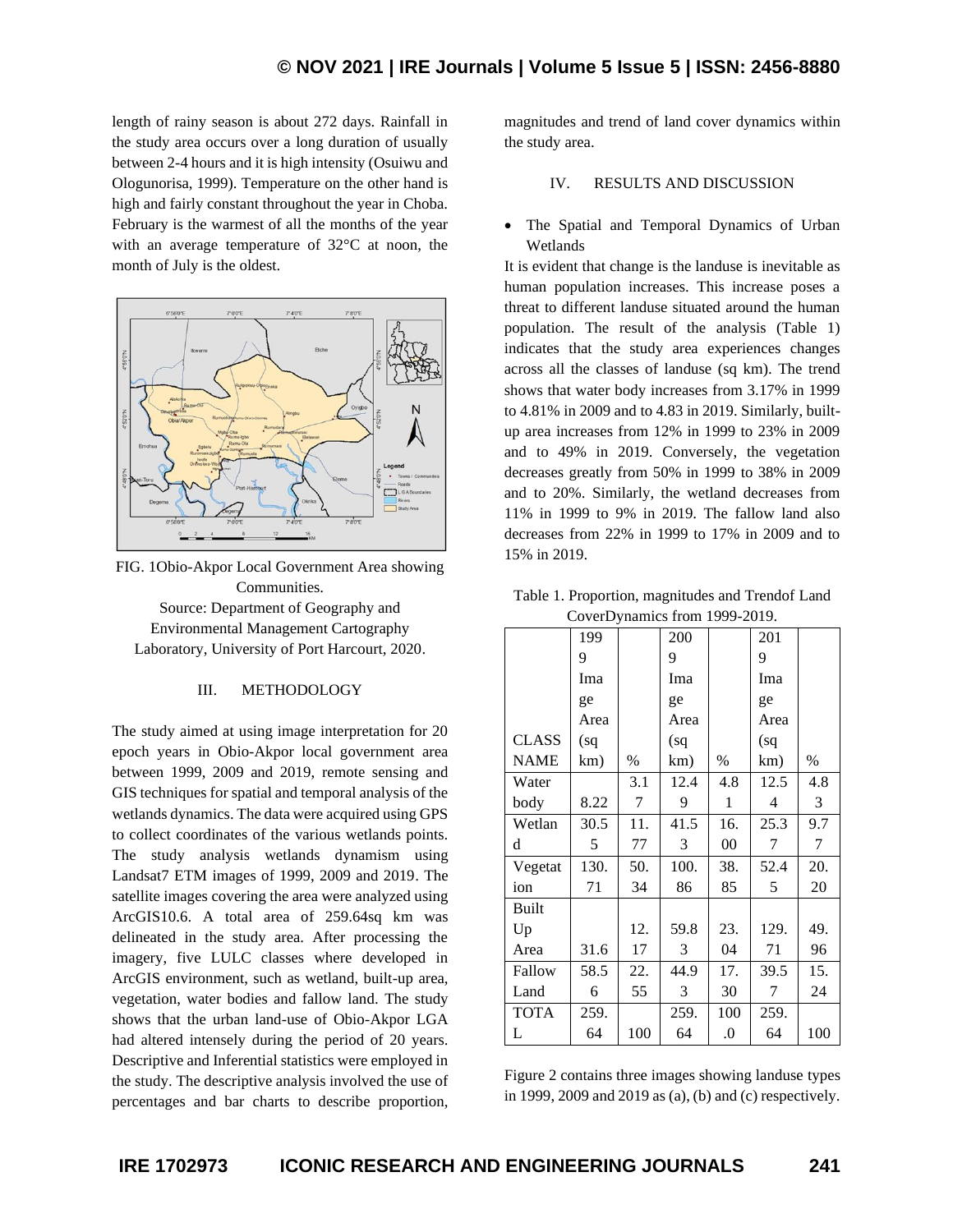length of rainy season is about 272 days. Rainfall in the study area occurs over a long duration of usually between 2-4 hours and it is high intensity (Osuiwu and Ologunorisa, 1999). Temperature on the other hand is high and fairly constant throughout the year in Choba. February is the warmest of all the months of the year with an average temperature of 32°C at noon, the month of July is the oldest.

FIG. 1Obio-Akpor Local Government Area showing Communities.
Source: Department of Geography and Environmental Management Cartography Laboratory, University of Port Harcourt, 2020.

## III. METHODOLOGY

The study aimed at using image interpretation for 20 epoch years in Obio-Akpor local government area between 1999, 2009 and 2019, remote sensing and GIS techniques for spatial and temporal analysis of the wetlands dynamics. The data were acquired using GPS to collect coordinates of the various wetlands points. The study analysis wetlands dynamism using Landsat7 ETM images of 1999, 2009 and 2019. The satellite images covering the area were analyzed using ArcGIS10.6. A total area of 259.64sq km was delineated in the study area. After processing the imagery, five LULC classes where developed in ArcGIS environment, such as wetland, built-up area, vegetation, water bodies and fallow land. The study shows that the urban land-use of Obio-Akpor LGA had altered intensely during the period of 20 years. Descriptive and Inferential statistics were employed in the study. The descriptive analysis involved the use of percentages and bar charts to describe proportion, magnitudes and trend of land cover dynamics within the study area.

## IV. RESULTS AND DISCUSSION

- The Spatial and Temporal Dynamics of Urban Wetlands

It is evident that change is the landuse is inevitable as human population increases. This increase poses a threat to different landuse situated around the human population. The result of the analysis (Table 1) indicates that the study area experiences changes across all the classes of landuse (sq km). The trend shows that water body increases from 3.17% in 1999 to 4.81% in 2009 and to 4.83 in 2019. Similarly, built-up area increases from 12% in 1999 to 23% in 2009 and to 49% in 2019. Conversely, the vegetation decreases greatly from 50% in 1999 to 38% in 2009 and to 20%. Similarly, the wetland decreases from 11% in 1999 to 9% in 2019. The fallow land also decreases from 22% in 1999 to 17% in 2009 and to 15% in 2019.

Table 1. Proportion, magnitudes and Trendof Land CoverDynamics from 1999-2019.

| CLASS NAME | 1999 Image Area (sq km) | % | 2009 Image Area (sq km) | % | 2019 Image Area (sq km) | % |
|---|---|---|---|---|---|---|
| Water body | 8.22 | 3.17 | 12.49 | 4.81 | 12.54 | 4.83 |
| Wetland | 30.55 | 11.77 | 41.53 | 16.00 | 25.37 | 9.77 |
| Vegetation | 130.71 | 50.34 | 100.86 | 38.85 | 52.45 | 20.20 |
| Built Up Area | 31.6 | 12.17 | 59.83 | 23.04 | 129.71 | 49.96 |
| Fallow Land | 58.56 | 22.55 | 44.93 | 17.30 | 39.57 | 15.24 |
| TOTAL | 259.64 | 100 | 259.64 | 100.0 | 259.64 | 100 |

Figure 2 contains three images showing landuse types in 1999, 2009 and 2019 as (a), (b) and (c) respectively.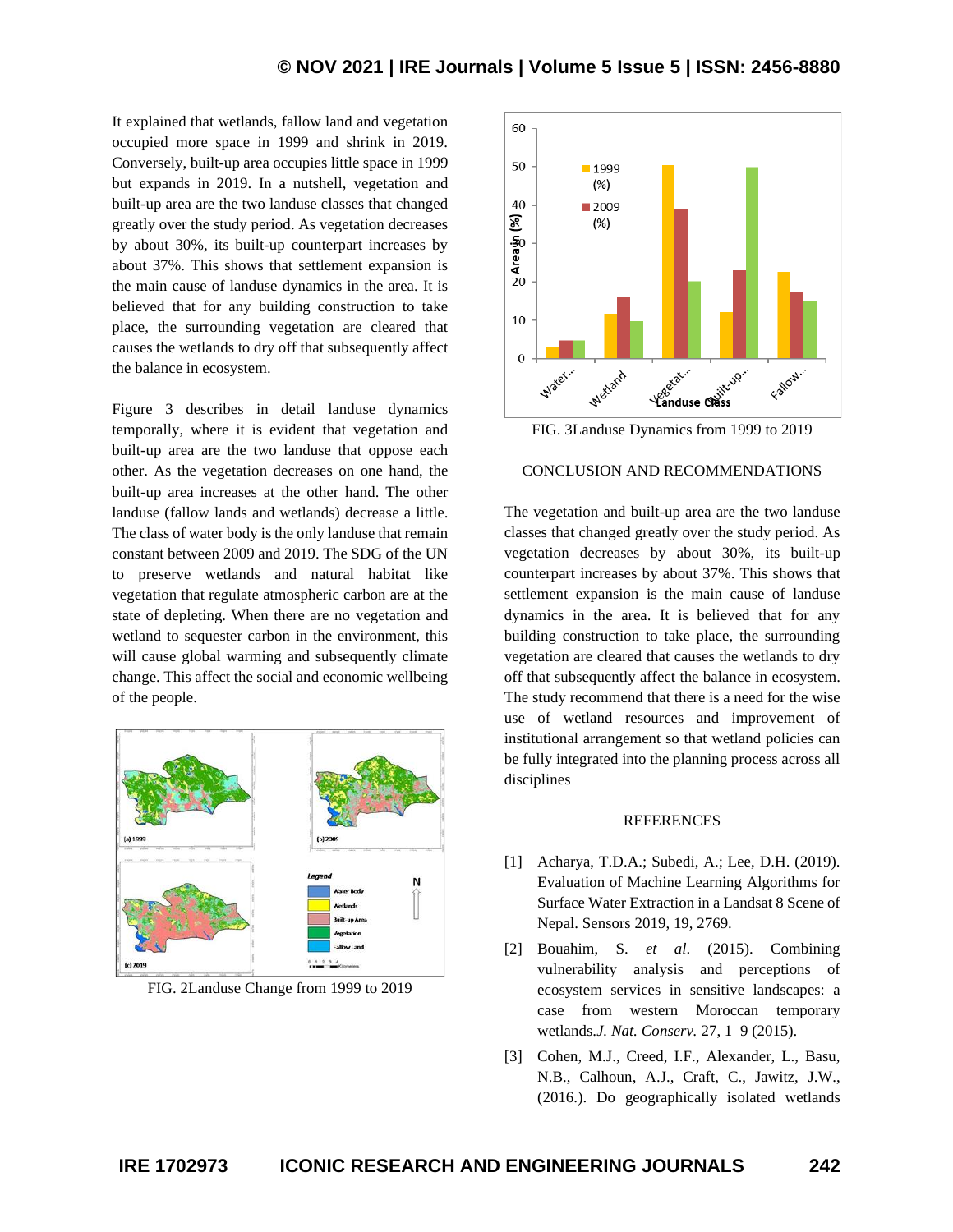It explained that wetlands, fallow land and vegetation occupied more space in 1999 and shrink in 2019. Conversely, built-up area occupies little space in 1999 but expands in 2019. In a nutshell, vegetation and built-up area are the two landuse classes that changed greatly over the study period. As vegetation decreases by about 30%, its built-up counterpart increases by about 37%. This shows that settlement expansion is the main cause of landuse dynamics in the area. It is believed that for any building construction to take place, the surrounding vegetation are cleared that causes the wetlands to dry off that subsequently affect the balance in ecosystem.

Figure 3 describes in detail landuse dynamics temporally, where it is evident that vegetation and built-up area are the two landuse that oppose each other. As the vegetation decreases on one hand, the built-up area increases at the other hand. The other landuse (fallow lands and wetlands) decrease a little. The class of water body is the only landuse that remain constant between 2009 and 2019. The SDG of the UN to preserve wetlands and natural habitat like vegetation that regulate atmospheric carbon are at the state of depleting. When there are no vegetation and wetland to sequester carbon in the environment, this will cause global warming and subsequently climate change. This affect the social and economic wellbeing of the people.

FIG. 2Landuse Change from 1999 to 2019

FIG. 3Landuse Dynamics from 1999 to 2019

## CONCLUSION AND RECOMMENDATIONS

The vegetation and built-up area are the two landuse classes that changed greatly over the study period. As vegetation decreases by about 30%, its built-up counterpart increases by about 37%. This shows that settlement expansion is the main cause of landuse dynamics in the area. It is believed that for any building construction to take place, the surrounding vegetation are cleared that causes the wetlands to dry off that subsequently affect the balance in ecosystem. The study recommend that there is a need for the wise use of wetland resources and improvement of institutional arrangement so that wetland policies can be fully integrated into the planning process across all disciplines

## REFERENCES

[1] Acharya, T.D.A.; Subedi, A.; Lee, D.H. (2019). Evaluation of Machine Learning Algorithms for Surface Water Extraction in a Landsat 8 Scene of Nepal. Sensors 2019, 19, 2769.

[2] Bouahim, S. *et al*. (2015). Combining vulnerability analysis and perceptions of ecosystem services in sensitive landscapes: a case from western Moroccan temporary wetlands.*J. Nat. Conserv.* 27, 1–9 (2015).

[3] Cohen, M.J., Creed, I.F., Alexander, L., Basu, N.B., Calhoun, A.J., Craft, C., Jawitz, J.W., (2016.). Do geographically isolated wetlands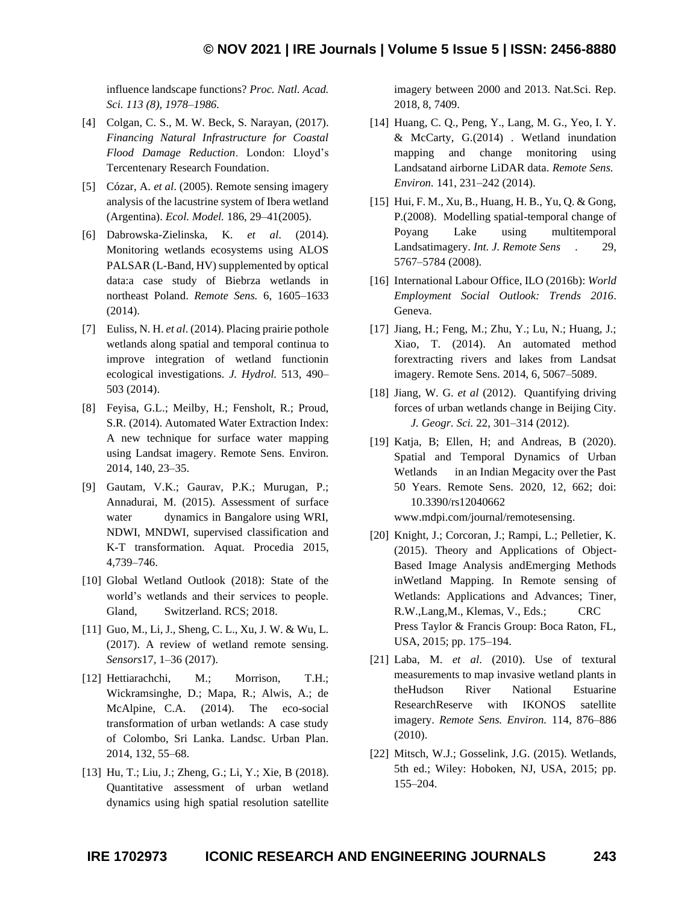influence landscape functions? *Proc. Natl. Acad. Sci. 113 (8), 1978–1986.*

[4] Colgan, C. S., M. W. Beck, S. Narayan, (2017). *Financing Natural Infrastructure for Coastal Flood Damage Reduction*. London: Lloyd's Tercentenary Research Foundation.

[5] Cózar, A. *et al*. (2005). Remote sensing imagery analysis of the lacustrine system of Ibera wetland (Argentina). *Ecol. Model.* 186, 29–41(2005).

[6] Dabrowska-Zielinska, K. *et al*. (2014). Monitoring wetlands ecosystems using ALOS PALSAR (L-Band, HV) supplemented by optical data:a case study of Biebrza wetlands in northeast Poland. *Remote Sens.* 6, 1605–1633 (2014).

[7] Euliss, N. H. *et al*. (2014). Placing prairie pothole wetlands along spatial and temporal continua to improve integration of wetland functionin ecological investigations. *J. Hydrol.* 513, 490–503 (2014).

[8] Feyisa, G.L.; Meilby, H.; Fensholt, R.; Proud, S.R. (2014). Automated Water Extraction Index: A new technique for surface water mapping using Landsat imagery. Remote Sens. Environ. 2014, 140, 23–35.

[9] Gautam, V.K.; Gaurav, P.K.; Murugan, P.; Annadurai, M. (2015). Assessment of surface water dynamics in Bangalore using WRI, NDWI, MNDWI, supervised classification and K-T transformation. Aquat. Procedia 2015, 4,739–746.

[10] Global Wetland Outlook (2018): State of the world's wetlands and their services to people. Gland, Switzerland. RCS; 2018.

[11] Guo, M., Li, J., Sheng, C. L., Xu, J. W. & Wu, L. (2017). A review of wetland remote sensing. *Sensors*17, 1–36 (2017).

[12] Hettiarachchi, M.; Morrison, T.H.; Wickramsinghe, D.; Mapa, R.; Alwis, A.; de McAlpine, C.A. (2014). The eco-social transformation of urban wetlands: A case study of Colombo, Sri Lanka. Landsc. Urban Plan. 2014, 132, 55–68.

[13] Hu, T.; Liu, J.; Zheng, G.; Li, Y.; Xie, B (2018). Quantitative assessment of urban wetland dynamics using high spatial resolution satellite imagery between 2000 and 2013. Nat.Sci. Rep. 2018, 8, 7409.

[14] Huang, C. Q., Peng, Y., Lang, M. G., Yeo, I. Y. & McCarty, G.(2014) . Wetland inundation mapping and change monitoring using Landsatand airborne LiDAR data. *Remote Sens. Environ.* 141, 231–242 (2014).

[15] Hui, F. M., Xu, B., Huang, H. B., Yu, Q. & Gong, P.(2008). Modelling spatial-temporal change of Poyang Lake using multitemporal Landsatimagery. *Int. J. Remote Sens* . 29, 5767–5784 (2008).

[16] International Labour Office, ILO (2016b): *World Employment Social Outlook: Trends 2016*. Geneva.

[17] Jiang, H.; Feng, M.; Zhu, Y.; Lu, N.; Huang, J.; Xiao, T. (2014). An automated method forextracting rivers and lakes from Landsat imagery. Remote Sens. 2014, 6, 5067–5089.

[18] Jiang, W. G. *et al* (2012). Quantifying driving forces of urban wetlands change in Beijing City. *J. Geogr. Sci.* 22, 301–314 (2012).

[19] Katja, B; Ellen, H; and Andreas, B (2020). Spatial and Temporal Dynamics of Urban Wetlands in an Indian Megacity over the Past 50 Years. Remote Sens. 2020, 12, 662; doi: 10.3390/rs12040662 www.mdpi.com/journal/remotesensing.

[20] Knight, J.; Corcoran, J.; Rampi, L.; Pelletier, K. (2015). Theory and Applications of Object-Based Image Analysis andEmerging Methods inWetland Mapping. In Remote sensing of Wetlands: Applications and Advances; Tiner, R.W.,Lang,M., Klemas, V., Eds.; CRC Press Taylor & Francis Group: Boca Raton, FL, USA, 2015; pp. 175–194.

[21] Laba, M. *et al*. (2010). Use of textural measurements to map invasive wetland plants in theHudson River National Estuarine ResearchReserve with IKONOS satellite imagery. *Remote Sens. Environ.* 114, 876–886 (2010).

[22] Mitsch, W.J.; Gosselink, J.G. (2015). Wetlands, 5th ed.; Wiley: Hoboken, NJ, USA, 2015; pp. 155–204.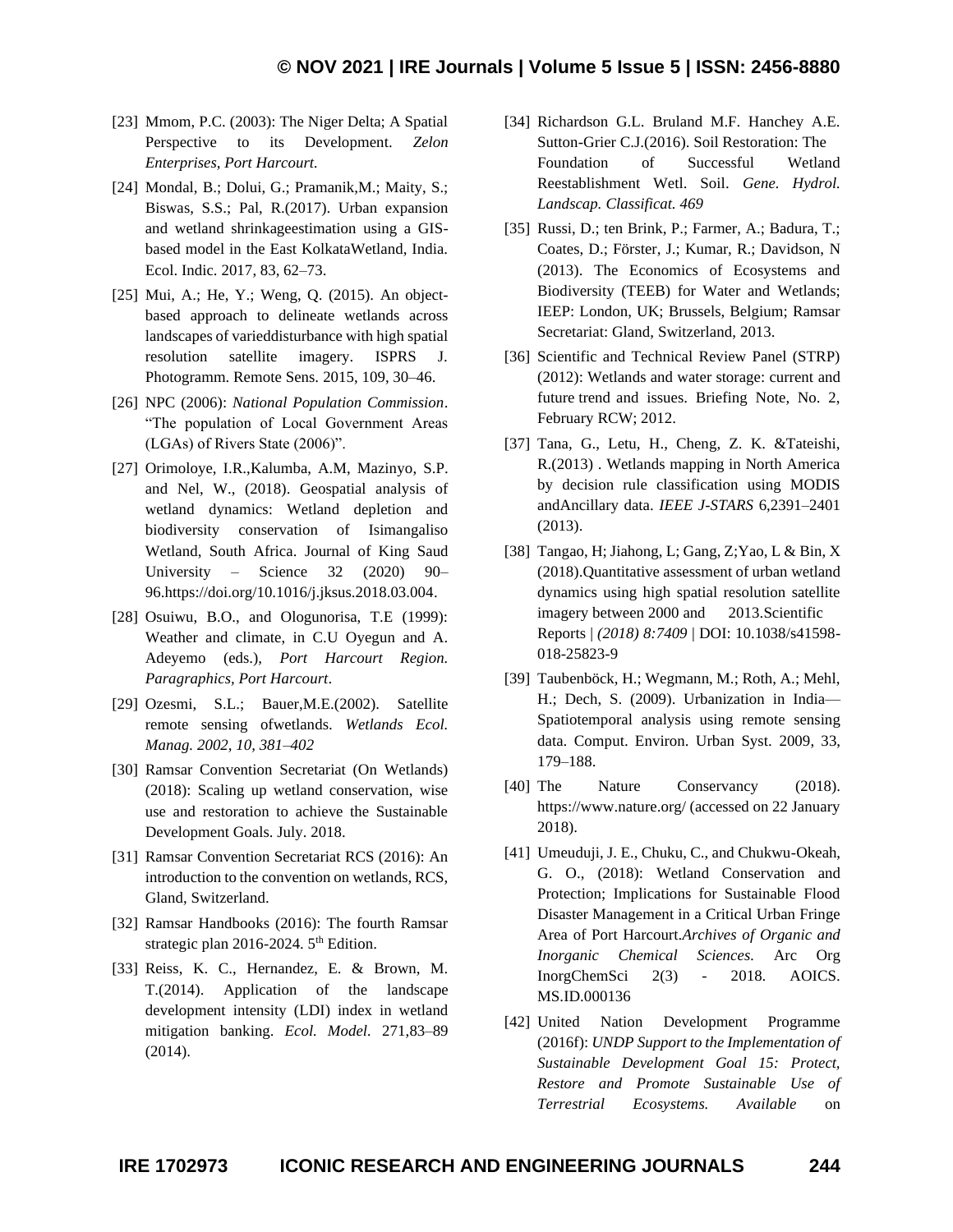[23] Mmom, P.C. (2003): The Niger Delta; A Spatial Perspective to its Development. *Zelon Enterprises, Port Harcourt.*

[24] Mondal, B.; Dolui, G.; Pramanik,M.; Maity, S.; Biswas, S.S.; Pal, R.(2017). Urban expansion and wetland shrinkageestimation using a GIS-based model in the East KolkataWetland, India. Ecol. Indic. 2017, 83, 62–73.

[25] Mui, A.; He, Y.; Weng, Q. (2015). An object-based approach to delineate wetlands across landscapes of varieddisturbance with high spatial resolution satellite imagery. ISPRS J. Photogramm. Remote Sens. 2015, 109, 30–46.

[26] NPC (2006): *National Population Commission*. "The population of Local Government Areas (LGAs) of Rivers State (2006)".

[27] Orimoloye, I.R.,Kalumba, A.M, Mazinyo, S.P. and Nel, W., (2018). Geospatial analysis of wetland dynamics: Wetland depletion and biodiversity conservation of Isimangaliso Wetland, South Africa. Journal of King Saud University – Science 32 (2020) 90–96.https://doi.org/10.1016/j.jksus.2018.03.004.

[28] Osuiwu, B.O., and Ologunorisa, T.E (1999): Weather and climate, in C.U Oyegun and A. Adeyemo (eds.), *Port Harcourt Region. Paragraphics, Port Harcourt*.

[29] Ozesmi, S.L.; Bauer,M.E.(2002). Satellite remote sensing ofwetlands. *Wetlands Ecol. Manag. 2002, 10, 381–402*

[30] Ramsar Convention Secretariat (On Wetlands) (2018): Scaling up wetland conservation, wise use and restoration to achieve the Sustainable Development Goals. July. 2018.

[31] Ramsar Convention Secretariat RCS (2016): An introduction to the convention on wetlands, RCS, Gland, Switzerland.

[32] Ramsar Handbooks (2016): The fourth Ramsar strategic plan 2016-2024. 5th Edition.

[33] Reiss, K. C., Hernandez, E. & Brown, M. T.(2014). Application of the landscape development intensity (LDI) index in wetland mitigation banking. *Ecol. Model.* 271,83–89 (2014).

[34] Richardson G.L. Bruland M.F. Hanchey A.E. Sutton-Grier C.J.(2016). Soil Restoration: The Foundation of Successful Wetland Reestablishment Wetl. Soil. *Gene. Hydrol. Landscap. Classificat. 469*

[35] Russi, D.; ten Brink, P.; Farmer, A.; Badura, T.; Coates, D.; Förster, J.; Kumar, R.; Davidson, N (2013). The Economics of Ecosystems and Biodiversity (TEEB) for Water and Wetlands; IEEP: London, UK; Brussels, Belgium; Ramsar Secretariat: Gland, Switzerland, 2013.

[36] Scientific and Technical Review Panel (STRP) (2012): Wetlands and water storage: current and future trend and issues. Briefing Note, No. 2, February RCW; 2012.

[37] Tana, G., Letu, H., Cheng, Z. K. &Tateishi, R.(2013) . Wetlands mapping in North America by decision rule classification using MODIS andAncillary data. *IEEE J-STARS* 6,2391–2401 (2013).

[38] Tangao, H; Jiahong, L; Gang, Z;Yao, L & Bin, X (2018).Quantitative assessment of urban wetland dynamics using high spatial resolution satellite imagery between 2000 and 2013.Scientific Reports | *(2018) 8:7409* | DOI: 10.1038/s41598-018-25823-9

[39] Taubenböck, H.; Wegmann, M.; Roth, A.; Mehl, H.; Dech, S. (2009). Urbanization in India—Spatiotemporal analysis using remote sensing data. Comput. Environ. Urban Syst. 2009, 33, 179–188.

[40] The Nature Conservancy (2018). https://www.nature.org/ (accessed on 22 January 2018).

[41] Umeuduji, J. E., Chuku, C., and Chukwu-Okeah, G. O., (2018): Wetland Conservation and Protection; Implications for Sustainable Flood Disaster Management in a Critical Urban Fringe Area of Port Harcourt.*Archives of Organic and Inorganic Chemical Sciences.* Arc Org InorgChemSci 2(3) - 2018. AOICS. MS.ID.000136

[42] United Nation Development Programme (2016f): *UNDP Support to the Implementation of Sustainable Development Goal 15: Protect, Restore and Promote Sustainable Use of Terrestrial Ecosystems. Available* on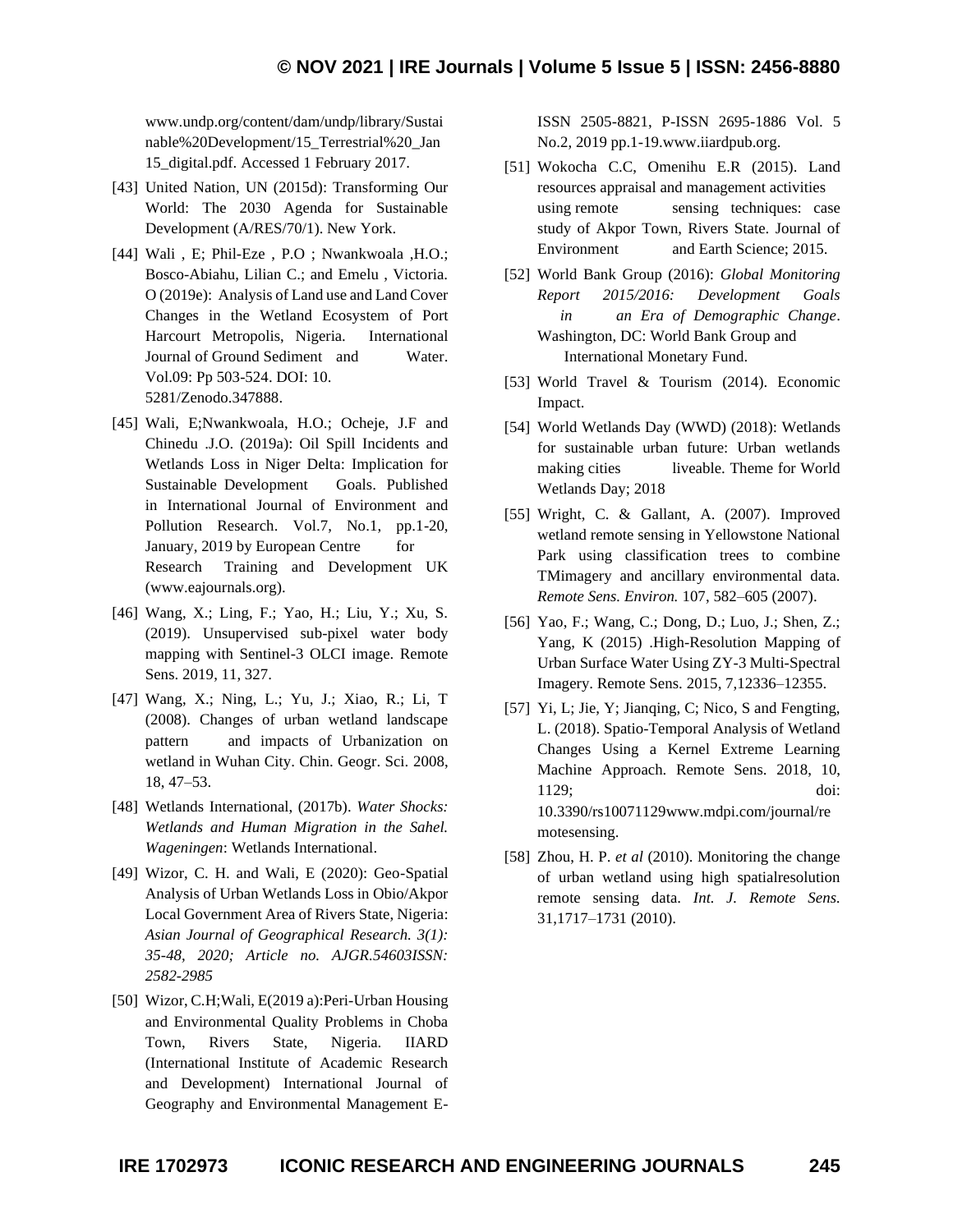www.undp.org/content/dam/undp/library/Sustainable%20Development/15_Terrestrial%20_Jan15_digital.pdf. Accessed 1 February 2017.

[43] United Nation, UN (2015d): Transforming Our World: The 2030 Agenda for Sustainable Development (A/RES/70/1). New York.

[44] Wali , E; Phil-Eze , P.O ; Nwankwoala ,H.O.; Bosco-Abiahu, Lilian C.; and Emelu , Victoria. O (2019e): Analysis of Land use and Land Cover Changes in the Wetland Ecosystem of Port Harcourt Metropolis, Nigeria. International Journal of Ground Sediment and Water. Vol.09: Pp 503-524. DOI: 10. 5281/Zenodo.347888.

[45] Wali, E;Nwankwoala, H.O.; Ocheje, J.F and Chinedu .J.O. (2019a): Oil Spill Incidents and Wetlands Loss in Niger Delta: Implication for Sustainable Development Goals. Published in International Journal of Environment and Pollution Research. Vol.7, No.1, pp.1-20, January, 2019 by European Centre for Research Training and Development UK (www.eajournals.org).

[46] Wang, X.; Ling, F.; Yao, H.; Liu, Y.; Xu, S. (2019). Unsupervised sub-pixel water body mapping with Sentinel-3 OLCI image. Remote Sens. 2019, 11, 327.

[47] Wang, X.; Ning, L.; Yu, J.; Xiao, R.; Li, T (2008). Changes of urban wetland landscape pattern and impacts of Urbanization on wetland in Wuhan City. Chin. Geogr. Sci. 2008, 18, 47–53.

[48] Wetlands International, (2017b). *Water Shocks: Wetlands and Human Migration in the Sahel. Wageningen*: Wetlands International.

[49] Wizor, C. H. and Wali, E (2020): Geo-Spatial Analysis of Urban Wetlands Loss in Obio/Akpor Local Government Area of Rivers State, Nigeria: *Asian Journal of Geographical Research. 3(1): 35-48, 2020; Article no. AJGR.54603ISSN: 2582-2985*

[50] Wizor, C.H;Wali, E(2019 a):Peri-Urban Housing and Environmental Quality Problems in Choba Town, Rivers State, Nigeria. IIARD (International Institute of Academic Research and Development) International Journal of Geography and Environmental Management E-ISSN 2505-8821, P-ISSN 2695-1886 Vol. 5 No.2, 2019 pp.1-19.www.iiardpub.org.

[51] Wokocha C.C, Omenihu E.R (2015). Land resources appraisal and management activities using remote sensing techniques: case study of Akpor Town, Rivers State. Journal of Environment and Earth Science; 2015.

[52] World Bank Group (2016): *Global Monitoring Report 2015/2016: Development Goals in an Era of Demographic Change*. Washington, DC: World Bank Group and International Monetary Fund.

[53] World Travel & Tourism (2014). Economic Impact.

[54] World Wetlands Day (WWD) (2018): Wetlands for sustainable urban future: Urban wetlands making cities liveable. Theme for World Wetlands Day; 2018

[55] Wright, C. & Gallant, A. (2007). Improved wetland remote sensing in Yellowstone National Park using classification trees to combine TMimagery and ancillary environmental data. *Remote Sens. Environ.* 107, 582–605 (2007).

[56] Yao, F.; Wang, C.; Dong, D.; Luo, J.; Shen, Z.; Yang, K (2015) .High-Resolution Mapping of Urban Surface Water Using ZY-3 Multi-Spectral Imagery. Remote Sens. 2015, 7,12336–12355.

[57] Yi, L; Jie, Y; Jianqing, C; Nico, S and Fengting, L. (2018). Spatio-Temporal Analysis of Wetland Changes Using a Kernel Extreme Learning Machine Approach. Remote Sens. 2018, 10, 1129; doi: 10.3390/rs10071129www.mdpi.com/journal/remotesensing.

[58] Zhou, H. P. *et al* (2010). Monitoring the change of urban wetland using high spatialresolution remote sensing data. *Int. J. Remote Sens.* 31,1717–1731 (2010).